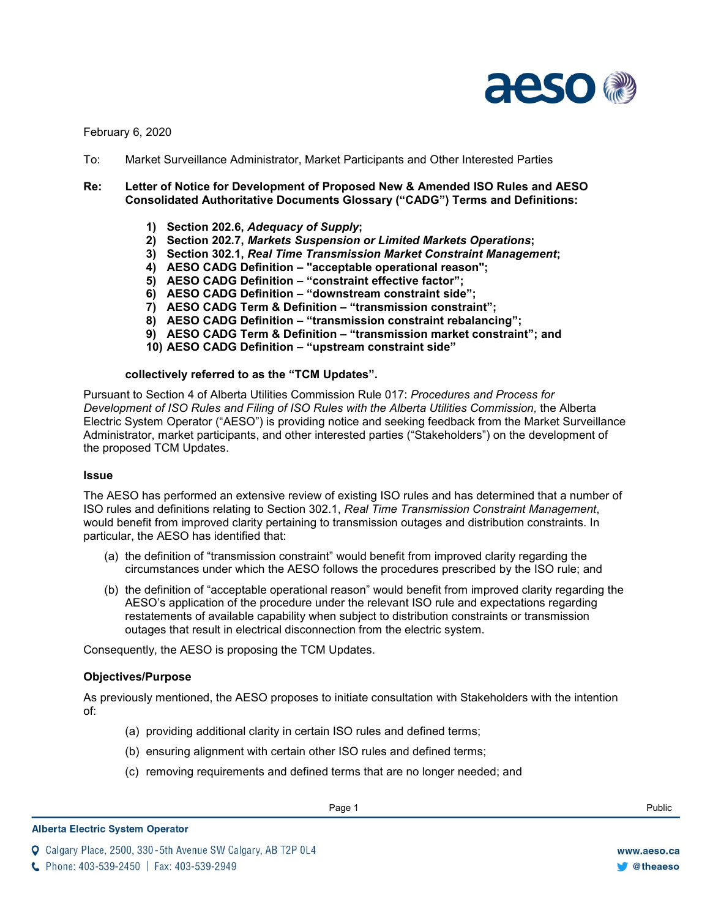February 6, 2020

To: Market Surveillance Administrator, Market Participants and Other Interested Parties

**Re: Letter of Notice for Development of Proposed New & Amended ISO Rules and AESO Consolidated Authoritative Documents Glossary ("CADG") Terms and Definitions:**

1) **Section 202.6, *Adequacy of Supply*;**
2) **Section 202.7, *Markets Suspension or Limited Markets Operations*;**
3) **Section 302.1, *Real Time Transmission Market Constraint Management*;**
4) **AESO CADG Definition – "acceptable operational reason";**
5) **AESO CADG Definition – "constraint effective factor";**
6) **AESO CADG Definition – "downstream constraint side";**
7) **AESO CADG Term & Definition – "transmission constraint";**
8) **AESO CADG Definition – "transmission constraint rebalancing";**
9) **AESO CADG Term & Definition – "transmission market constraint"; and**
10) **AESO CADG Definition – "upstream constraint side"**

**collectively referred to as the "TCM Updates".**

Pursuant to Section 4 of Alberta Utilities Commission Rule 017: *Procedures and Process for Development of ISO Rules and Filing of ISO Rules with the Alberta Utilities Commission*, the Alberta Electric System Operator ("AESO") is providing notice and seeking feedback from the Market Surveillance Administrator, market participants, and other interested parties ("Stakeholders") on the development of the proposed TCM Updates.

**Issue**

The AESO has performed an extensive review of existing ISO rules and has determined that a number of ISO rules and definitions relating to Section 302.1, *Real Time Transmission Constraint Management*, would benefit from improved clarity pertaining to transmission outages and distribution constraints. In particular, the AESO has identified that:

(a) the definition of "transmission constraint" would benefit from improved clarity regarding the circumstances under which the AESO follows the procedures prescribed by the ISO rule; and

(b) the definition of "acceptable operational reason" would benefit from improved clarity regarding the AESO's application of the procedure under the relevant ISO rule and expectations regarding restatements of available capability when subject to distribution constraints or transmission outages that result in electrical disconnection from the electric system.

Consequently, the AESO is proposing the TCM Updates.

**Objectives/Purpose**

As previously mentioned, the AESO proposes to initiate consultation with Stakeholders with the intention of:

(a) providing additional clarity in certain ISO rules and defined terms;

(b) ensuring alignment with certain other ISO rules and defined terms;

(c) removing requirements and defined terms that are no longer needed; and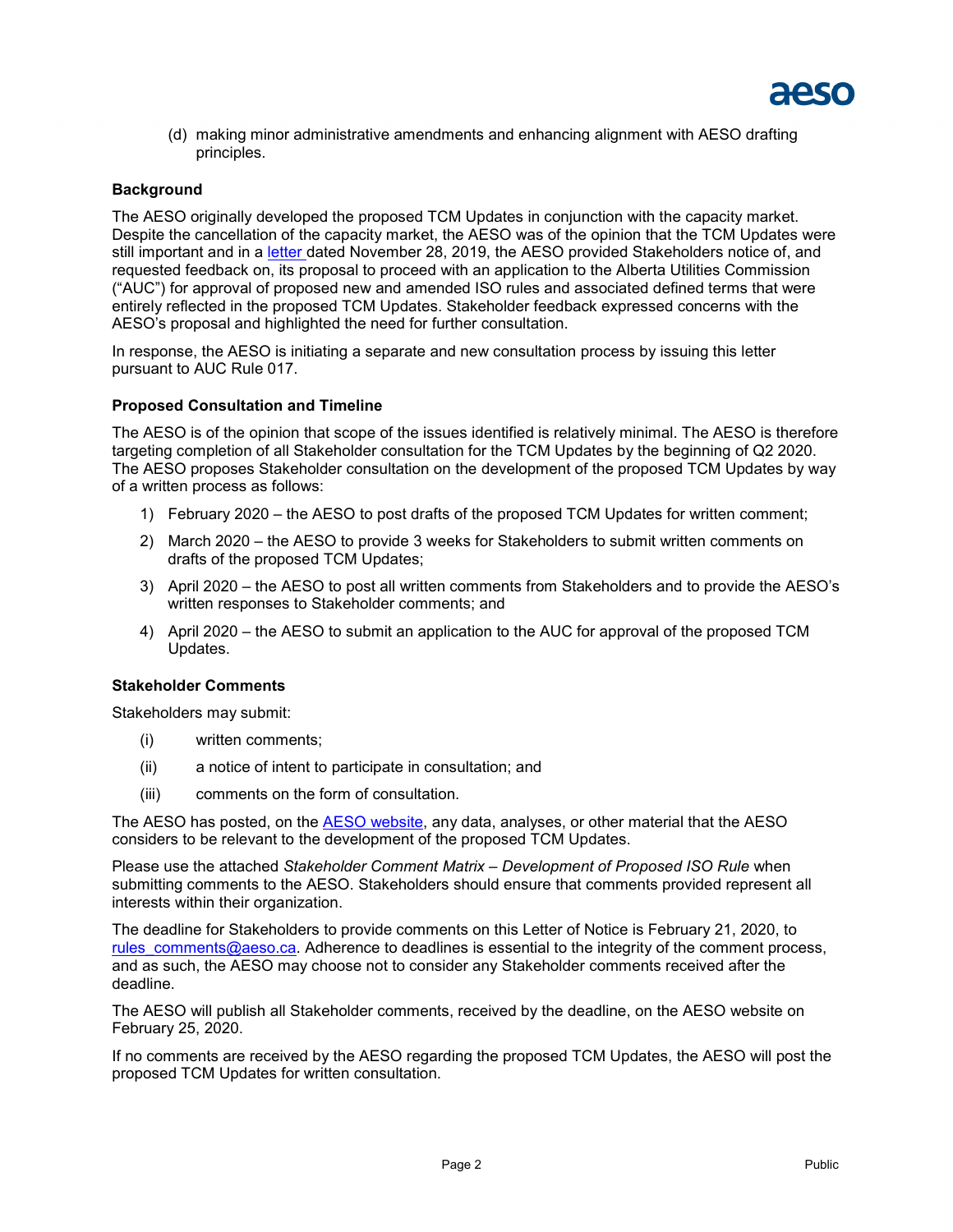(d) making minor administrative amendments and enhancing alignment with AESO drafting principles.

**Background**

The AESO originally developed the proposed TCM Updates in conjunction with the capacity market. Despite the cancellation of the capacity market, the AESO was of the opinion that the TCM Updates were still important and in a letter dated November 28, 2019, the AESO provided Stakeholders notice of, and requested feedback on, its proposal to proceed with an application to the Alberta Utilities Commission ("AUC") for approval of proposed new and amended ISO rules and associated defined terms that were entirely reflected in the proposed TCM Updates. Stakeholder feedback expressed concerns with the AESO's proposal and highlighted the need for further consultation.

In response, the AESO is initiating a separate and new consultation process by issuing this letter pursuant to AUC Rule 017.

**Proposed Consultation and Timeline**

The AESO is of the opinion that scope of the issues identified is relatively minimal. The AESO is therefore targeting completion of all Stakeholder consultation for the TCM Updates by the beginning of Q2 2020. The AESO proposes Stakeholder consultation on the development of the proposed TCM Updates by way of a written process as follows:

1) February 2020 – the AESO to post drafts of the proposed TCM Updates for written comment;
2) March 2020 – the AESO to provide 3 weeks for Stakeholders to submit written comments on drafts of the proposed TCM Updates;
3) April 2020 – the AESO to post all written comments from Stakeholders and to provide the AESO's written responses to Stakeholder comments; and
4) April 2020 – the AESO to submit an application to the AUC for approval of the proposed TCM Updates.

**Stakeholder Comments**

Stakeholders may submit:

(i) written comments;

(ii) a notice of intent to participate in consultation; and

(iii) comments on the form of consultation.

The AESO has posted, on the AESO website, any data, analyses, or other material that the AESO considers to be relevant to the development of the proposed TCM Updates.

Please use the attached *Stakeholder Comment Matrix – Development of Proposed ISO Rule* when submitting comments to the AESO. Stakeholders should ensure that comments provided represent all interests within their organization.

The deadline for Stakeholders to provide comments on this Letter of Notice is February 21, 2020, to rules_comments@aeso.ca. Adherence to deadlines is essential to the integrity of the comment process, and as such, the AESO may choose not to consider any Stakeholder comments received after the deadline.

The AESO will publish all Stakeholder comments, received by the deadline, on the AESO website on February 25, 2020.

If no comments are received by the AESO regarding the proposed TCM Updates, the AESO will post the proposed TCM Updates for written consultation.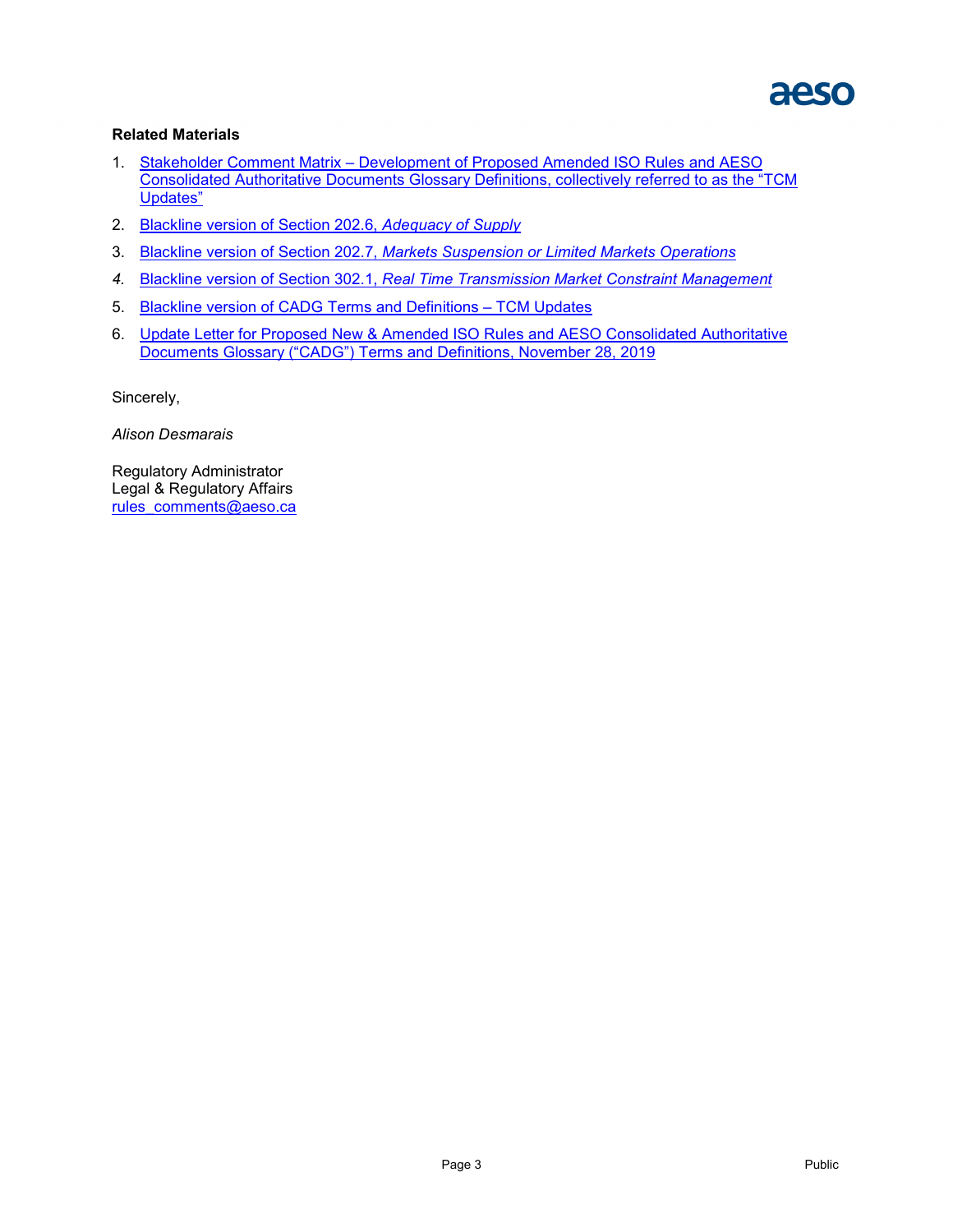**Related Materials**

1. Stakeholder Comment Matrix – Development of Proposed Amended ISO Rules and AESO Consolidated Authoritative Documents Glossary Definitions, collectively referred to as the "TCM Updates"
2. Blackline version of Section 202.6, *Adequacy of Supply*
3. Blackline version of Section 202.7, *Markets Suspension or Limited Markets Operations*
4. Blackline version of Section 302.1, *Real Time Transmission Market Constraint Management*
5. Blackline version of CADG Terms and Definitions – TCM Updates
6. Update Letter for Proposed New & Amended ISO Rules and AESO Consolidated Authoritative Documents Glossary ("CADG") Terms and Definitions, November 28, 2019

Sincerely,

*Alison Desmarais*

Regulatory Administrator
Legal & Regulatory Affairs
rules_comments@aeso.ca